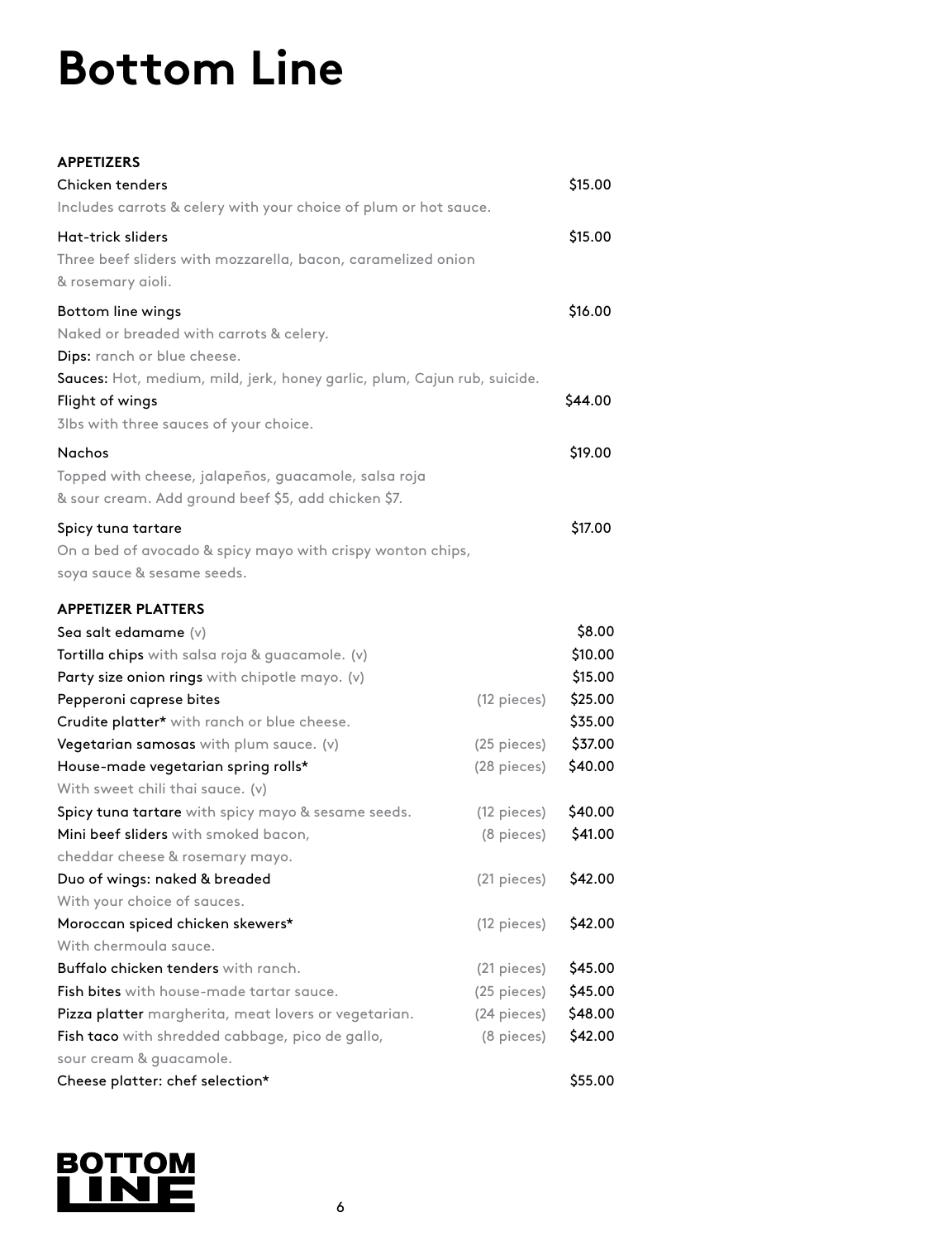# Bottom Line

## APPETIZERS

**Chicken tenders** — $15.00
Includes carrots & celery with your choice of plum or hot sauce.

**Hat-trick sliders** — $15.00
Three beef sliders with mozzarella, bacon, caramelized onion & rosemary aioli.

**Bottom line wings** — $16.00
Naked or breaded with carrots & celery.
**Dips:** ranch or blue cheese.
**Sauces:** Hot, medium, mild, jerk, honey garlic, plum, Cajun rub, suicide.

**Flight of wings** — $44.00
3lbs with three sauces of your choice.

**Nachos** — $19.00
Topped with cheese, jalapeños, guacamole, salsa roja & sour cream. Add ground beef $5, add chicken $7.

**Spicy tuna tartare** — $17.00
On a bed of avocado & spicy mayo with crispy wonton chips, soya sauce & sesame seeds.

## APPETIZER PLATTERS

| Item | Pieces | Price |
|---|---|---|
| **Sea salt edamame** (v) | | $8.00 |
| **Tortilla chips** with salsa roja & guacamole. (v) | | $10.00 |
| **Party size onion rings** with chipotle mayo. (v) | | $15.00 |
| **Pepperoni caprese bites** | (12 pieces) | $25.00 |
| **Crudite platter*** with ranch or blue cheese. | | $35.00 |
| **Vegetarian samosas** with plum sauce. (v) | (25 pieces) | $37.00 |
| **House-made vegetarian spring rolls*** With sweet chili thai sauce. (v) | (28 pieces) | $40.00 |
| **Spicy tuna tartare** with spicy mayo & sesame seeds. | (12 pieces) | $40.00 |
| **Mini beef sliders** with smoked bacon, cheddar cheese & rosemary mayo. | (8 pieces) | $41.00 |
| **Duo of wings: naked & breaded** With your choice of sauces. | (21 pieces) | $42.00 |
| **Moroccan spiced chicken skewers*** With chermoula sauce. | (12 pieces) | $42.00 |
| **Buffalo chicken tenders** with ranch. | (21 pieces) | $45.00 |
| **Fish bites** with house-made tartar sauce. | (25 pieces) | $45.00 |
| **Pizza platter** margherita, meat lovers or vegetarian. | (24 pieces) | $48.00 |
| **Fish taco** with shredded cabbage, pico de gallo, sour cream & guacamole. | (8 pieces) | $42.00 |
| **Cheese platter: chef selection*** | | $55.00 |

BOTTOM LINE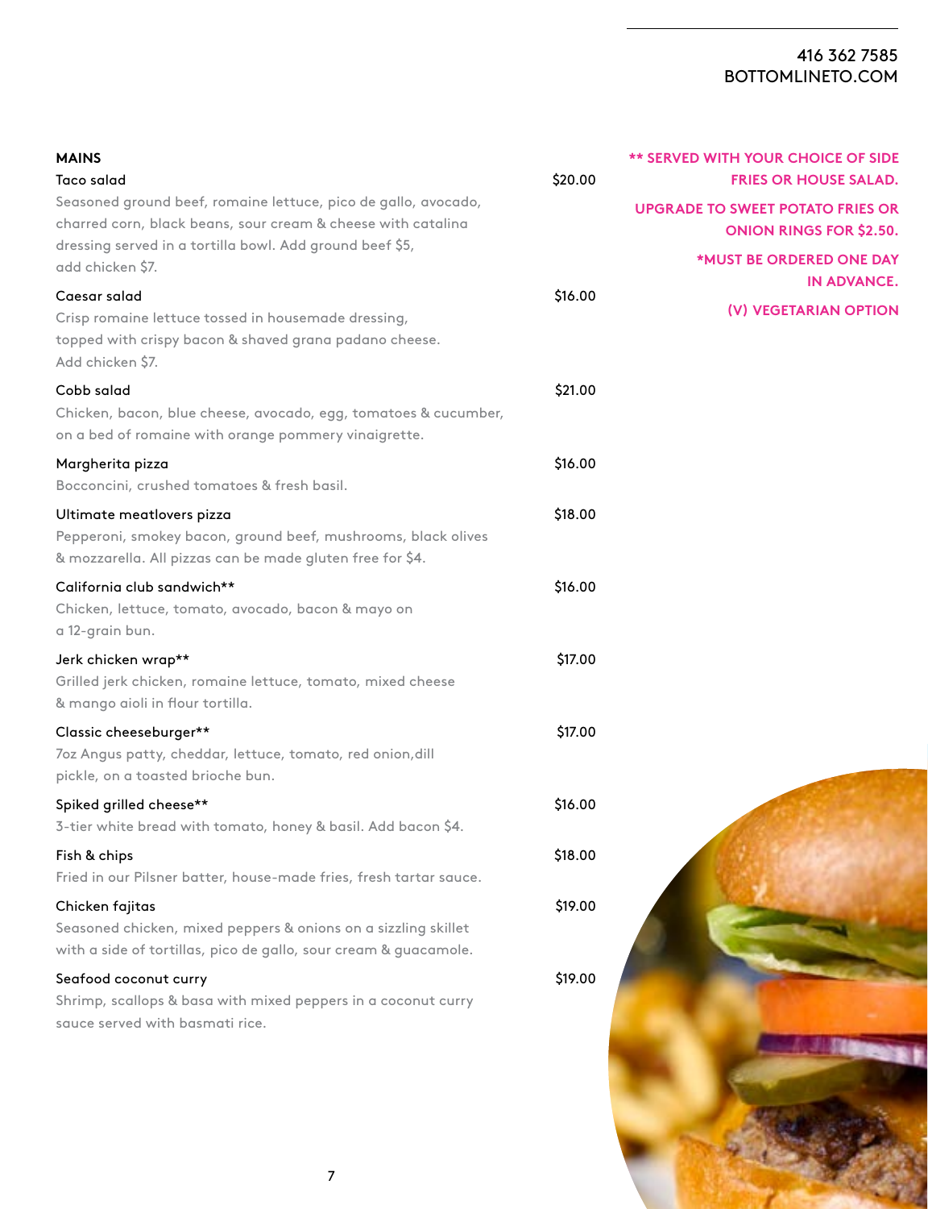416 362 7585
BOTTOMLINETO.COM

## MAINS

**Taco salad** — $20.00
Seasoned ground beef, romaine lettuce, pico de gallo, avocado, charred corn, black beans, sour cream & cheese with catalina dressing served in a tortilla bowl. Add ground beef $5, add chicken $7.

**Caesar salad** — $16.00
Crisp romaine lettuce tossed in housemade dressing, topped with crispy bacon & shaved grana padano cheese. Add chicken $7.

**Cobb salad** — $21.00
Chicken, bacon, blue cheese, avocado, egg, tomatoes & cucumber, on a bed of romaine with orange pommery vinaigrette.

**Margherita pizza** — $16.00
Bocconcini, crushed tomatoes & fresh basil.

**Ultimate meatlovers pizza** — $18.00
Pepperoni, smokey bacon, ground beef, mushrooms, black olives & mozzarella. All pizzas can be made gluten free for $4.

**California club sandwich**** — $16.00
Chicken, lettuce, tomato, avocado, bacon & mayo on a 12-grain bun.

**Jerk chicken wrap**** — $17.00
Grilled jerk chicken, romaine lettuce, tomato, mixed cheese & mango aioli in flour tortilla.

**Classic cheeseburger**** — $17.00
7oz Angus patty, cheddar, lettuce, tomato, red onion,dill pickle, on a toasted brioche bun.

**Spiked grilled cheese**** — $16.00
3-tier white bread with tomato, honey & basil. Add bacon $4.

**Fish & chips** — $18.00
Fried in our Pilsner batter, house-made fries, fresh tartar sauce.

**Chicken fajitas** — $19.00
Seasoned chicken, mixed peppers & onions on a sizzling skillet with a side of tortillas, pico de gallo, sour cream & guacamole.

**Seafood coconut curry** — $19.00
Shrimp, scallops & basa with mixed peppers in a coconut curry sauce served with basmati rice.

** SERVED WITH YOUR CHOICE OF SIDE FRIES OR HOUSE SALAD.

UPGRADE TO SWEET POTATO FRIES OR ONION RINGS FOR $2.50.

*MUST BE ORDERED ONE DAY IN ADVANCE.

(V) VEGETARIAN OPTION